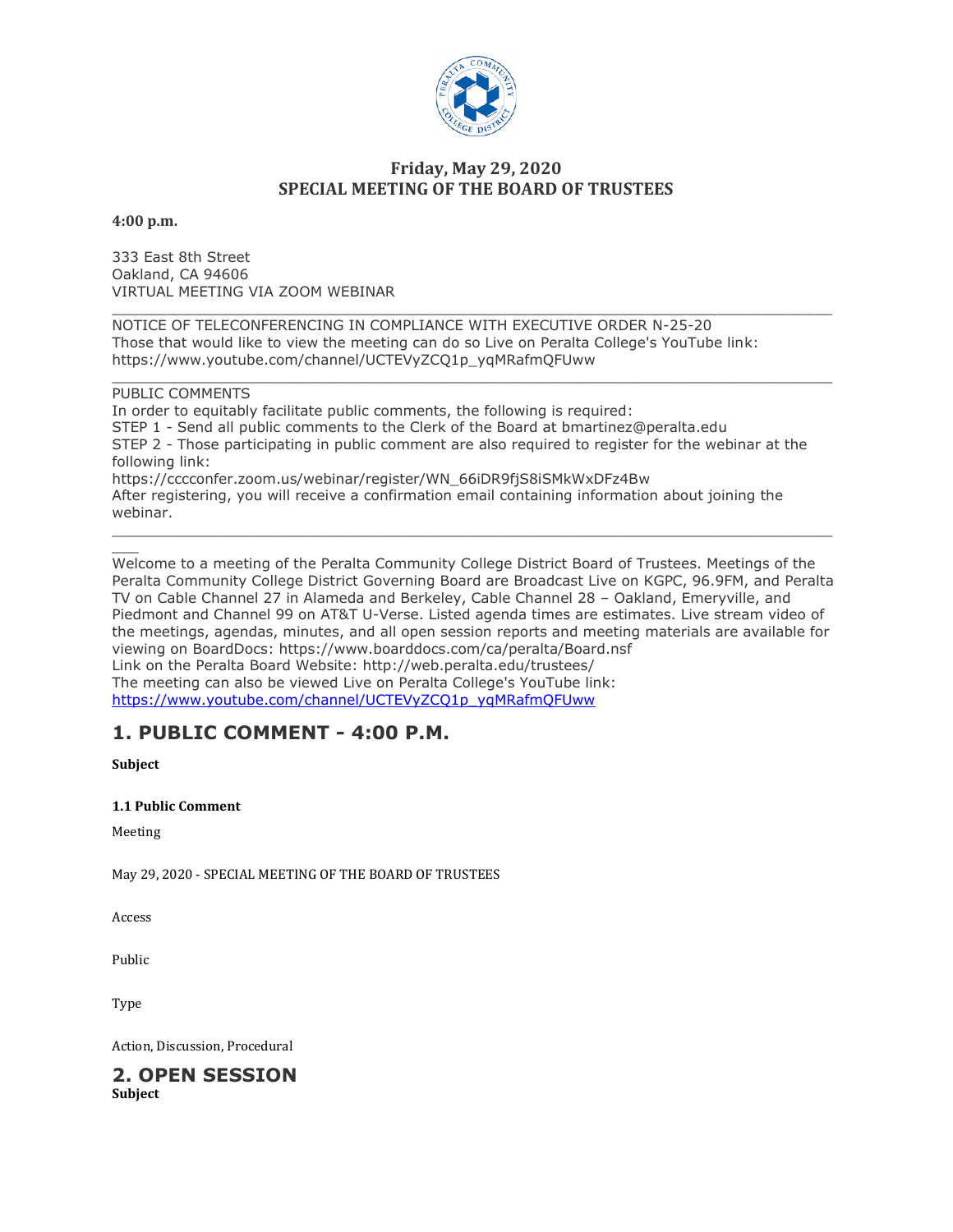## Friday, May 29, 2020
## SPECIAL MEETING OF THE BOARD OF TRUSTEES

**4:00 p.m.**

333 East 8th Street
Oakland, CA 94606
VIRTUAL MEETING VIA ZOOM WEBINAR

---

NOTICE OF TELECONFERENCING IN COMPLIANCE WITH EXECUTIVE ORDER N-25-20
Those that would like to view the meeting can do so Live on Peralta College's YouTube link:
https://www.youtube.com/channel/UCTEVyZCQ1p_yqMRafmQFUww

---

PUBLIC COMMENTS
In order to equitably facilitate public comments, the following is required:
STEP 1 - Send all public comments to the Clerk of the Board at bmartinez@peralta.edu
STEP 2 - Those participating in public comment are also required to register for the webinar at the following link:
https://cccconfer.zoom.us/webinar/register/WN_66iDR9fjS8iSMkWxDFz4Bw
After registering, you will receive a confirmation email containing information about joining the webinar.

---

Welcome to a meeting of the Peralta Community College District Board of Trustees. Meetings of the Peralta Community College District Governing Board are Broadcast Live on KGPC, 96.9FM, and Peralta TV on Cable Channel 27 in Alameda and Berkeley, Cable Channel 28 – Oakland, Emeryville, and Piedmont and Channel 99 on AT&T U-Verse. Listed agenda times are estimates. Live stream video of the meetings, agendas, minutes, and all open session reports and meeting materials are available for viewing on BoardDocs: https://www.boarddocs.com/ca/peralta/Board.nsf
Link on the Peralta Board Website: http://web.peralta.edu/trustees/
The meeting can also be viewed Live on Peralta College's YouTube link:
https://www.youtube.com/channel/UCTEVyZCQ1p_yqMRafmQFUww

# 1. PUBLIC COMMENT - 4:00 P.M.

**Subject**

**1.1 Public Comment**

Meeting

May 29, 2020 - SPECIAL MEETING OF THE BOARD OF TRUSTEES

Access

Public

Type

Action, Discussion, Procedural

# 2. OPEN SESSION

**Subject**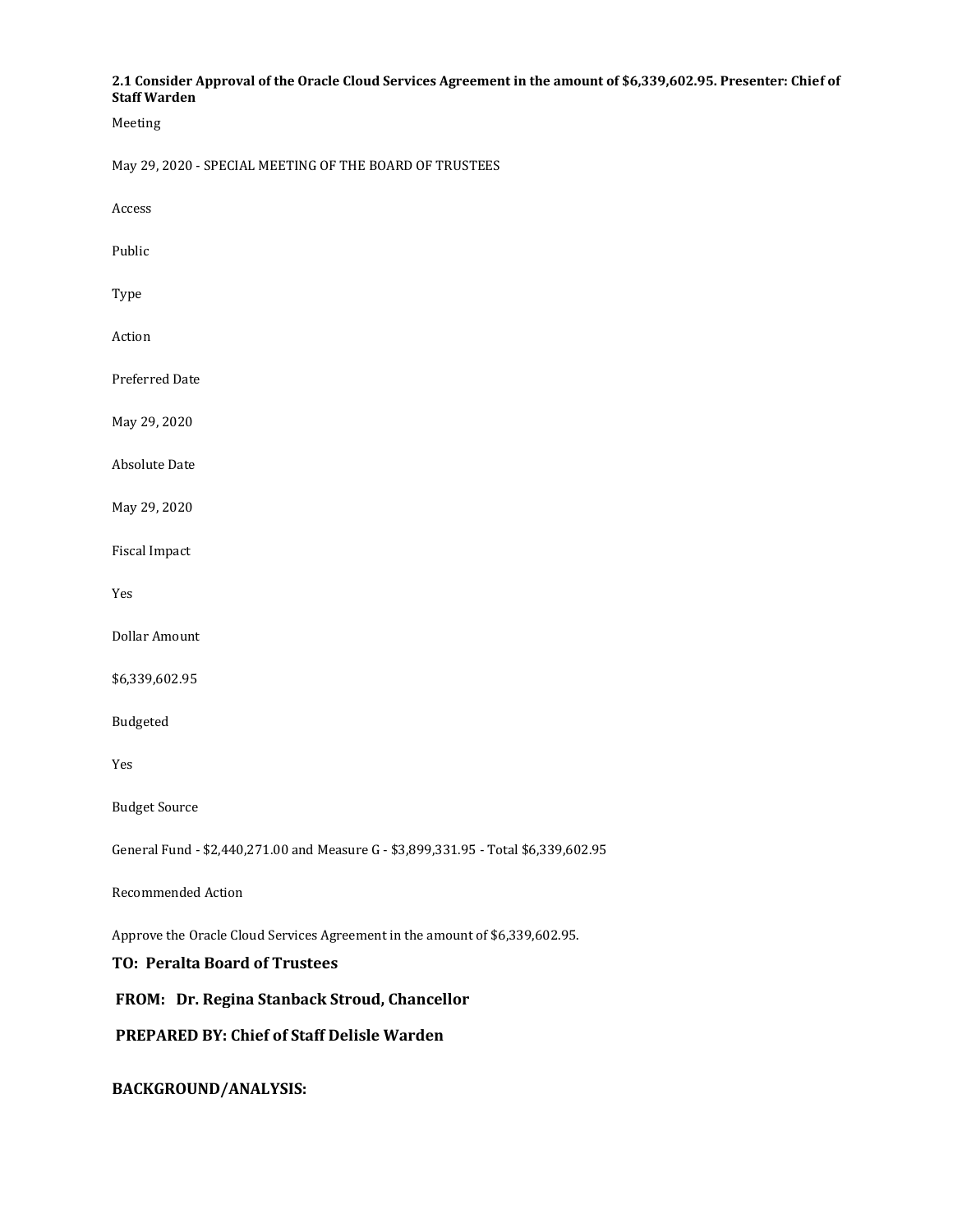**2.1 Consider Approval of the Oracle Cloud Services Agreement in the amount of $6,339,602.95. Presenter: Chief of Staff Warden**

Meeting

May 29, 2020 - SPECIAL MEETING OF THE BOARD OF TRUSTEES

Access

Public

Type

Action

Preferred Date

May 29, 2020

Absolute Date

May 29, 2020

Fiscal Impact

Yes

Dollar Amount

$6,339,602.95

Budgeted

Yes

Budget Source

General Fund - $2,440,271.00 and Measure G - $3,899,331.95 - Total $6,339,602.95

Recommended Action

Approve the Oracle Cloud Services Agreement in the amount of $6,339,602.95.

**TO: Peralta Board of Trustees**

**FROM: Dr. Regina Stanback Stroud, Chancellor**

**PREPARED BY: Chief of Staff Delisle Warden**

**BACKGROUND/ANALYSIS:**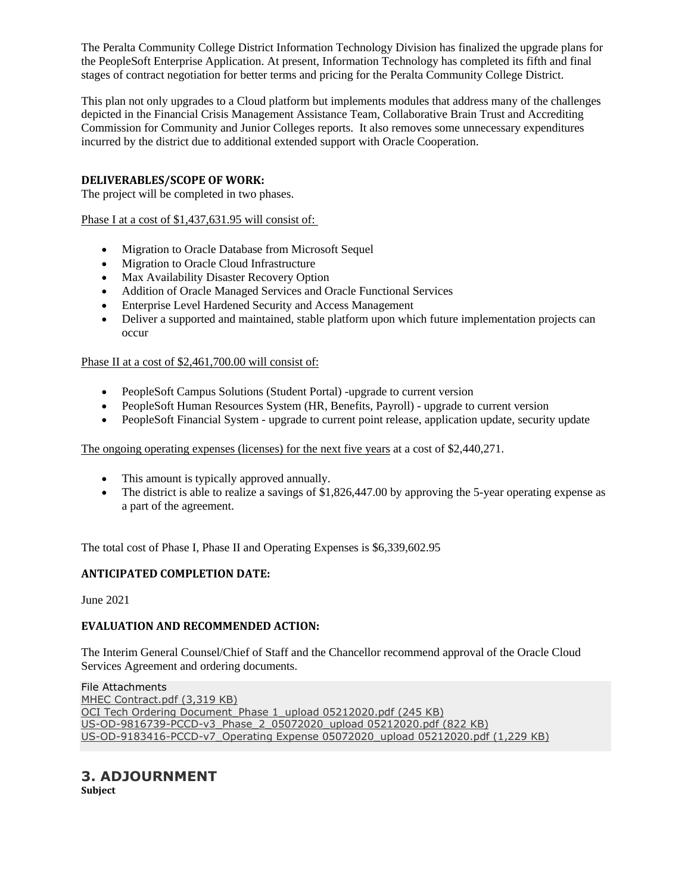The Peralta Community College District Information Technology Division has finalized the upgrade plans for the PeopleSoft Enterprise Application. At present, Information Technology has completed its fifth and final stages of contract negotiation for better terms and pricing for the Peralta Community College District.

This plan not only upgrades to a Cloud platform but implements modules that address many of the challenges depicted in the Financial Crisis Management Assistance Team, Collaborative Brain Trust and Accrediting Commission for Community and Junior Colleges reports. It also removes some unnecessary expenditures incurred by the district due to additional extended support with Oracle Cooperation.

**DELIVERABLES/SCOPE OF WORK:**

The project will be completed in two phases.

Phase I at a cost of $1,437,631.95 will consist of:

- Migration to Oracle Database from Microsoft Sequel
- Migration to Oracle Cloud Infrastructure
- Max Availability Disaster Recovery Option
- Addition of Oracle Managed Services and Oracle Functional Services
- Enterprise Level Hardened Security and Access Management
- Deliver a supported and maintained, stable platform upon which future implementation projects can occur

Phase II at a cost of $2,461,700.00 will consist of:

- PeopleSoft Campus Solutions (Student Portal) -upgrade to current version
- PeopleSoft Human Resources System (HR, Benefits, Payroll) - upgrade to current version
- PeopleSoft Financial System - upgrade to current point release, application update, security update

The ongoing operating expenses (licenses) for the next five years at a cost of $2,440,271.

- This amount is typically approved annually.
- The district is able to realize a savings of $1,826,447.00 by approving the 5-year operating expense as a part of the agreement.

The total cost of Phase I, Phase II and Operating Expenses is $6,339,602.95

**ANTICIPATED COMPLETION DATE:**

June 2021

**EVALUATION AND RECOMMENDED ACTION:**

The Interim General Counsel/Chief of Staff and the Chancellor recommend approval of the Oracle Cloud Services Agreement and ordering documents.

File Attachments
MHEC Contract.pdf (3,319 KB)
OCI Tech Ordering Document_Phase 1_upload 05212020.pdf (245 KB)
US-OD-9816739-PCCD-v3_Phase_2_05072020_upload 05212020.pdf (822 KB)
US-OD-9183416-PCCD-v7_Operating Expense 05072020_upload 05212020.pdf (1,229 KB)

## 3. ADJOURNMENT

**Subject**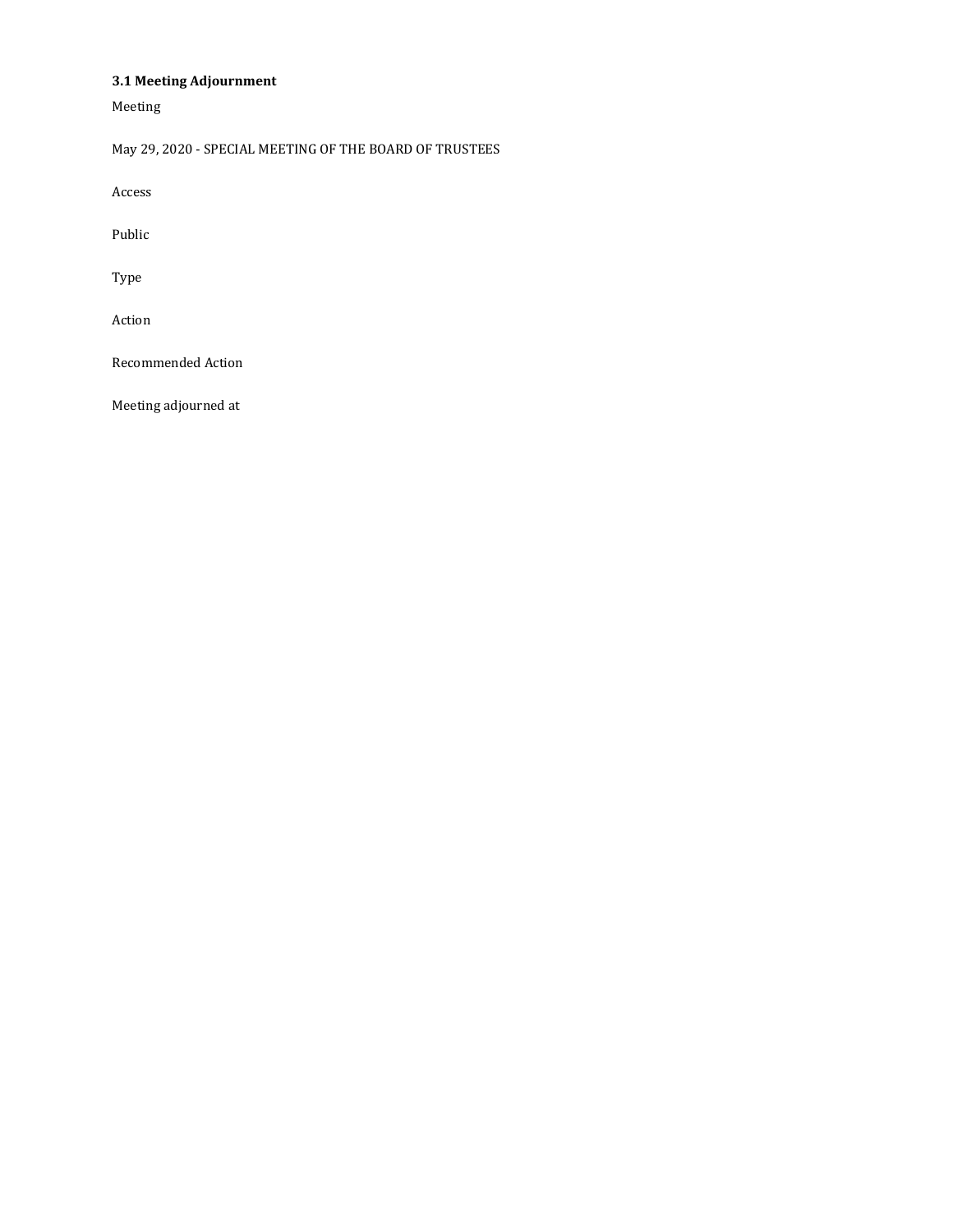### 3.1 Meeting Adjournment

Meeting

May 29, 2020 - SPECIAL MEETING OF THE BOARD OF TRUSTEES

Access

Public

Type

Action

Recommended Action

Meeting adjourned at